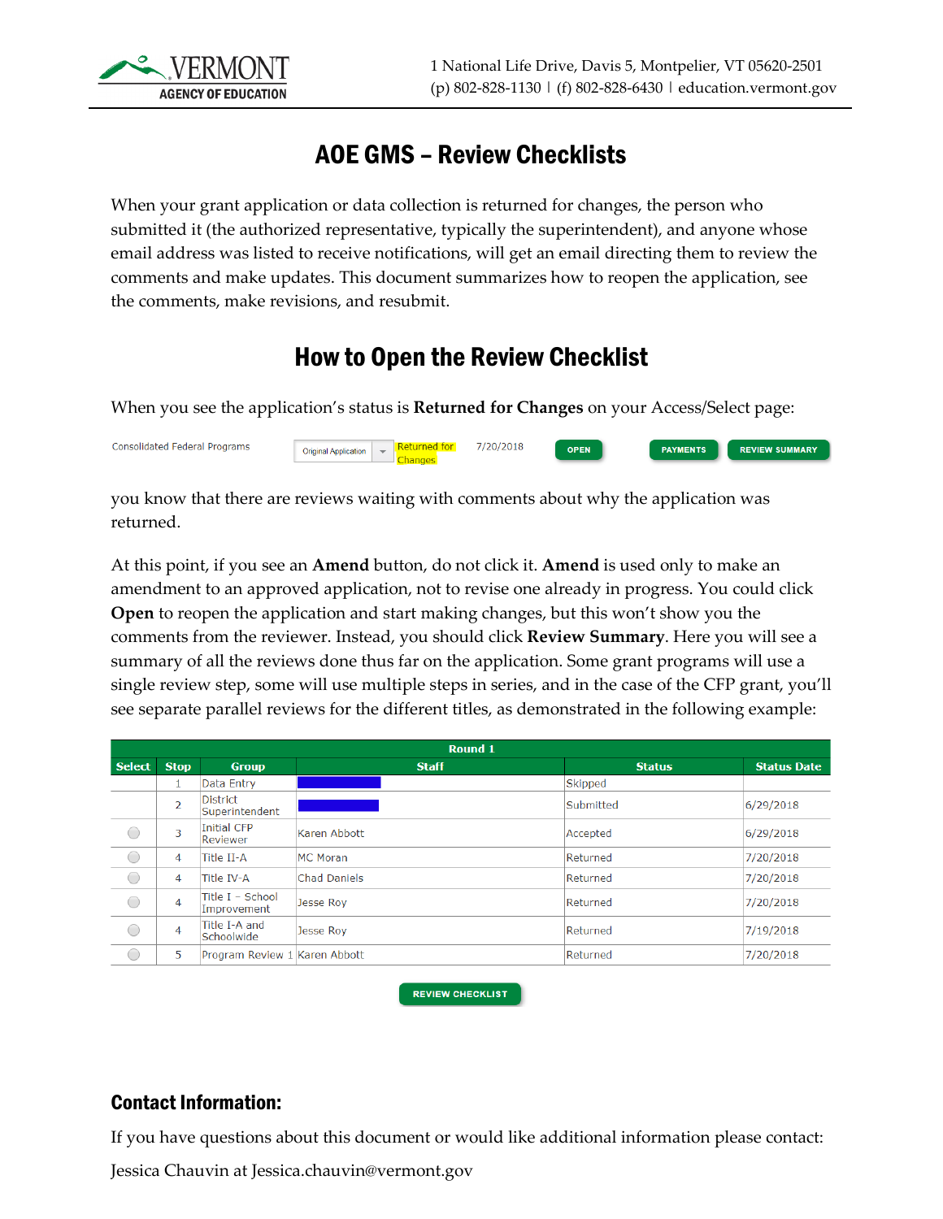# AOE GMS – Review Checklists

When your grant application or data collection is returned for changes, the person who submitted it (the authorized representative, typically the superintendent), and anyone whose email address was listed to receive notifications, will get an email directing them to review the comments and make updates. This document summarizes how to reopen the application, see the comments, make revisions, and resubmit.

## How to Open the Review Checklist

When you see the application's status is **Returned for Changes** on your Access/Select page:

| Consolidated Federal Programs | Original Application | Returned for Changes | 7/20/2018 | OPEN | PAYMENTS | REVIEW SUMMARY |
|---|---|---|---|---|---|---|

you know that there are reviews waiting with comments about why the application was returned.

At this point, if you see an **Amend** button, do not click it. **Amend** is used only to make an amendment to an approved application, not to revise one already in progress. You could click **Open** to reopen the application and start making changes, but this won't show you the comments from the reviewer. Instead, you should click **Review Summary**. Here you will see a summary of all the reviews done thus far on the application. Some grant programs will use a single review step, some will use multiple steps in series, and in the case of the CFP grant, you'll see separate parallel reviews for the different titles, as demonstrated in the following example:

| Round 1 | | | | | |
|---|---|---|---|---|---|
| **Select** | **Stop** | **Group** | **Staff** | **Status** | **Status Date** |
| | 1 | Data Entry | | Skipped | |
| | 2 | District Superintendent | | Submitted | 6/29/2018 |
| ○ | 3 | Initial CFP Reviewer | Karen Abbott | Accepted | 6/29/2018 |
| ○ | 4 | Title II-A | MC Moran | Returned | 7/20/2018 |
| ○ | 4 | Title IV-A | Chad Daniels | Returned | 7/20/2018 |
| ○ | 4 | Title I – School Improvement | Jesse Roy | Returned | 7/20/2018 |
| ○ | 4 | Title I-A and Schoolwide | Jesse Roy | Returned | 7/19/2018 |
| ○ | 5 | Program Review 1 | Karen Abbott | Returned | 7/20/2018 |

REVIEW CHECKLIST

### Contact Information:

If you have questions about this document or would like additional information please contact:

Jessica Chauvin at Jessica.chauvin@vermont.gov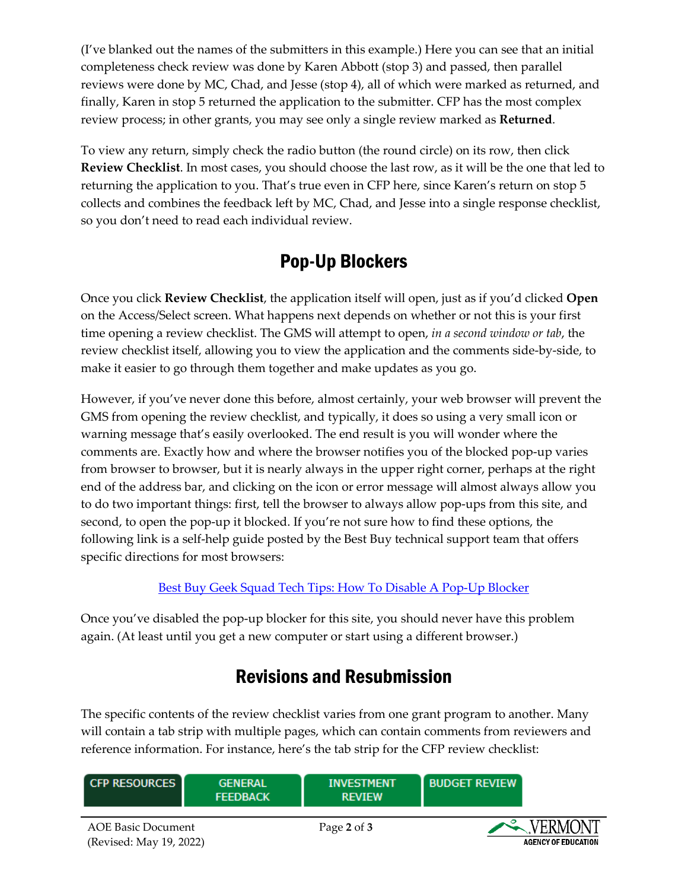(I've blanked out the names of the submitters in this example.) Here you can see that an initial completeness check review was done by Karen Abbott (stop 3) and passed, then parallel reviews were done by MC, Chad, and Jesse (stop 4), all of which were marked as returned, and finally, Karen in stop 5 returned the application to the submitter. CFP has the most complex review process; in other grants, you may see only a single review marked as **Returned**.

To view any return, simply check the radio button (the round circle) on its row, then click **Review Checklist**. In most cases, you should choose the last row, as it will be the one that led to returning the application to you. That's true even in CFP here, since Karen's return on stop 5 collects and combines the feedback left by MC, Chad, and Jesse into a single response checklist, so you don't need to read each individual review.

## Pop-Up Blockers

Once you click **Review Checklist**, the application itself will open, just as if you'd clicked **Open** on the Access/Select screen. What happens next depends on whether or not this is your first time opening a review checklist. The GMS will attempt to open, *in a second window or tab*, the review checklist itself, allowing you to view the application and the comments side-by-side, to make it easier to go through them together and make updates as you go.

However, if you've never done this before, almost certainly, your web browser will prevent the GMS from opening the review checklist, and typically, it does so using a very small icon or warning message that's easily overlooked. The end result is you will wonder where the comments are. Exactly how and where the browser notifies you of the blocked pop-up varies from browser to browser, but it is nearly always in the upper right corner, perhaps at the right end of the address bar, and clicking on the icon or error message will almost always allow you to do two important things: first, tell the browser to always allow pop-ups from this site, and second, to open the pop-up it blocked. If you're not sure how to find these options, the following link is a self-help guide posted by the Best Buy technical support team that offers specific directions for most browsers:

[Best Buy Geek Squad Tech Tips: How To Disable A Pop-Up Blocker]

Once you've disabled the pop-up blocker for this site, you should never have this problem again. (At least until you get a new computer or start using a different browser.)

## Revisions and Resubmission

The specific contents of the review checklist varies from one grant program to another. Many will contain a tab strip with multiple pages, which can contain comments from reviewers and reference information. For instance, here's the tab strip for the CFP review checklist:

| CFP RESOURCES | GENERAL FEEDBACK | INVESTMENT REVIEW | BUDGET REVIEW |
|---|---|---|---|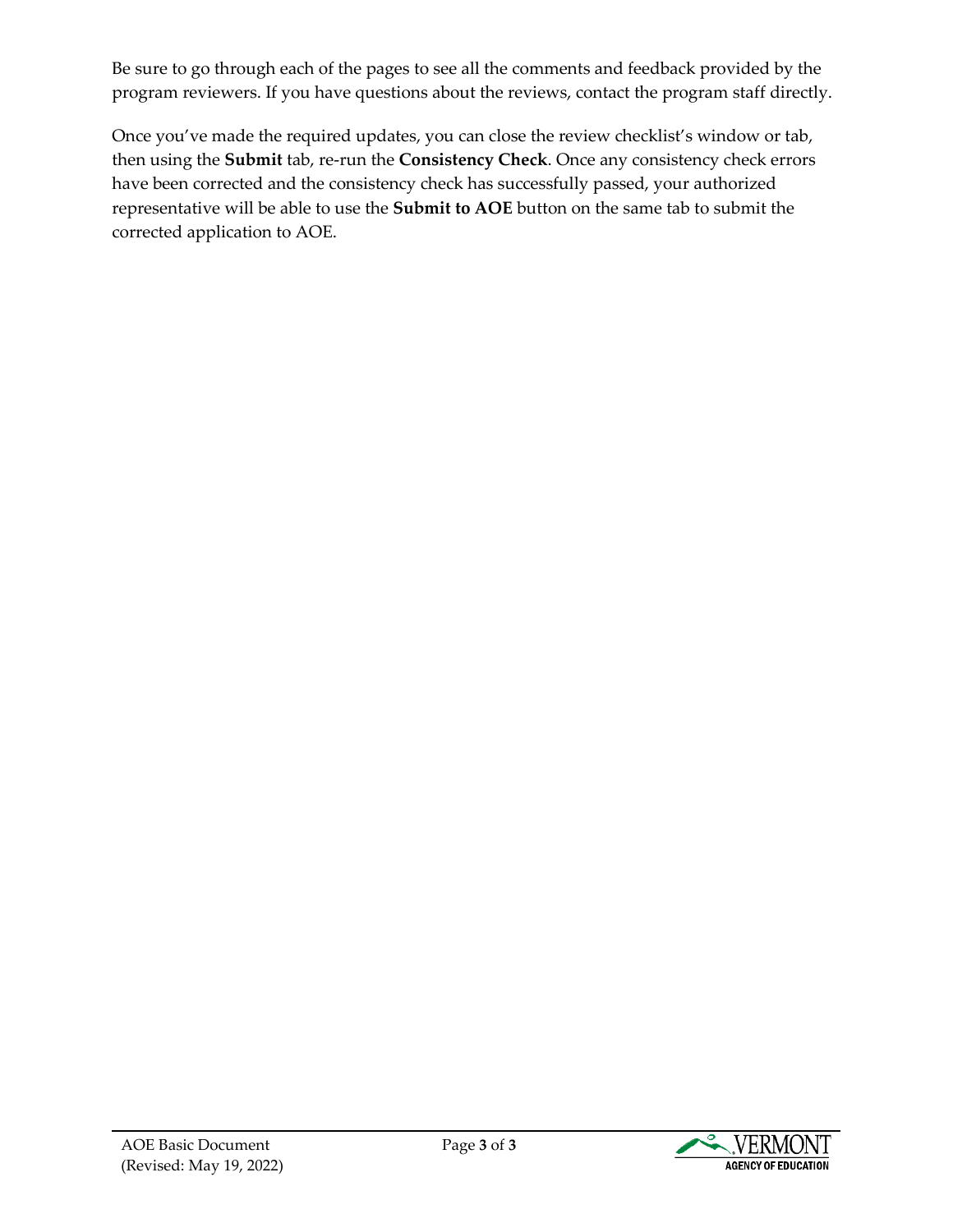Be sure to go through each of the pages to see all the comments and feedback provided by the program reviewers. If you have questions about the reviews, contact the program staff directly.

Once you've made the required updates, you can close the review checklist's window or tab, then using the **Submit** tab, re-run the **Consistency Check**. Once any consistency check errors have been corrected and the consistency check has successfully passed, your authorized representative will be able to use the **Submit to AOE** button on the same tab to submit the corrected application to AOE.